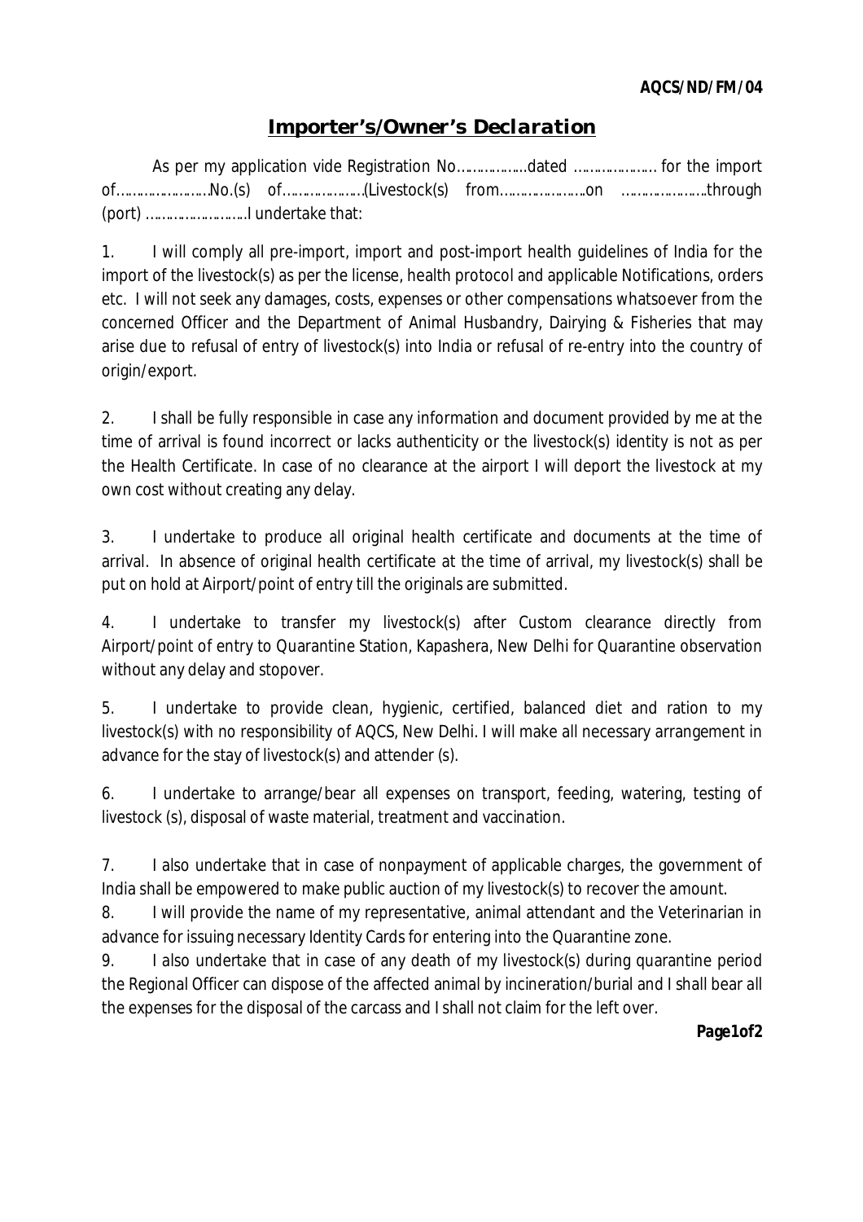AQCS/ND/FM/04

# ***Importer's/Owner's Declaration***

As per my application vide Registration No……………….dated ………………… for the import of…………………….No.(s) of…………………(Livestock(s) from…………………..on …………………through (port) ……………………..I undertake that:

1. I will comply all pre-import, import and post-import health guidelines of India for the import of the livestock(s) as per the license, health protocol and applicable Notifications, orders etc. I will not seek any damages, costs, expenses or other compensations whatsoever from the concerned Officer and the Department of Animal Husbandry, Dairying & Fisheries that may arise due to refusal of entry of livestock(s) into India or refusal of re-entry into the country of origin/export.

2. I shall be fully responsible in case any information and document provided by me at the time of arrival is found incorrect or lacks authenticity or the livestock(s) identity is not as per the Health Certificate. In case of no clearance at the airport I will deport the livestock at my own cost without creating any delay.

3. I undertake to produce all original health certificate and documents at the time of arrival. In absence of original health certificate at the time of arrival, my livestock(s) shall be put on hold at Airport/point of entry till the originals are submitted.

4. I undertake to transfer my livestock(s) after Custom clearance directly from Airport/point of entry to Quarantine Station, Kapashera, New Delhi for Quarantine observation without any delay and stopover.

5. I undertake to provide clean, hygienic, certified, balanced diet and ration to my livestock(s) with no responsibility of AQCS, New Delhi. I will make all necessary arrangement in advance for the stay of livestock(s) and attender (s).

6. I undertake to arrange/bear all expenses on transport, feeding, watering, testing of livestock (s), disposal of waste material, treatment and vaccination.

7. I also undertake that in case of nonpayment of applicable charges, the government of India shall be empowered to make public auction of my livestock(s) to recover the amount.

8. I will provide the name of my representative, animal attendant and the Veterinarian in advance for issuing necessary Identity Cards for entering into the Quarantine zone.

9. I also undertake that in case of any death of my livestock(s) during quarantine period the Regional Officer can dispose of the affected animal by incineration/burial and I shall bear all the expenses for the disposal of the carcass and I shall not claim for the left over.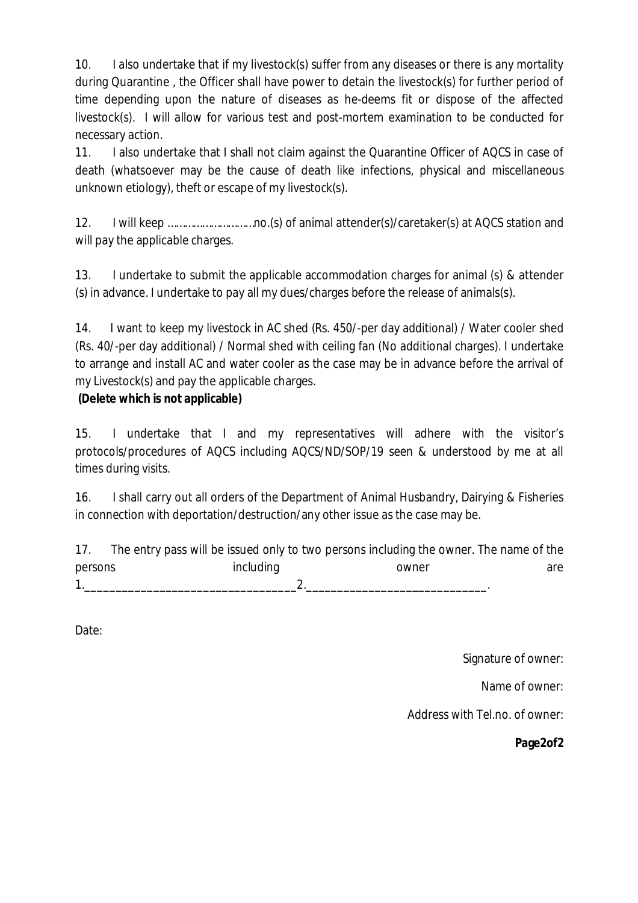10. I also undertake that if my livestock(s) suffer from any diseases or there is any mortality during Quarantine , the Officer shall have power to detain the livestock(s) for further period of time depending upon the nature of diseases as he-deems fit or dispose of the affected livestock(s). I will allow for various test and post-mortem examination to be conducted for necessary action.

11. I also undertake that I shall not claim against the Quarantine Officer of AQCS in case of death (whatsoever may be the cause of death like infections, physical and miscellaneous unknown etiology), theft or escape of my livestock(s).

12. I will keep …………………………no.(s) of animal attender(s)/caretaker(s) at AQCS station and will pay the applicable charges.

13. I undertake to submit the applicable accommodation charges for animal (s) & attender (s) in advance. I undertake to pay all my dues/charges before the release of animals(s).

14. I want to keep my livestock in AC shed (Rs. 450/-per day additional) / Water cooler shed (Rs. 40/-per day additional) / Normal shed with ceiling fan (No additional charges). I undertake to arrange and install AC and water cooler as the case may be in advance before the arrival of my Livestock(s) and pay the applicable charges.
**(Delete which is not applicable)**

15. I undertake that I and my representatives will adhere with the visitor's protocols/procedures of AQCS including AQCS/ND/SOP/19 seen & understood by me at all times during visits.

16. I shall carry out all orders of the Department of Animal Husbandry, Dairying & Fisheries in connection with deportation/destruction/any other issue as the case may be.

17. The entry pass will be issued only to two persons including the owner. The name of the persons including owner are 1.________________________________2.____________________________.

Date:

Signature of owner:

Name of owner:

Address with Tel.no. of owner: